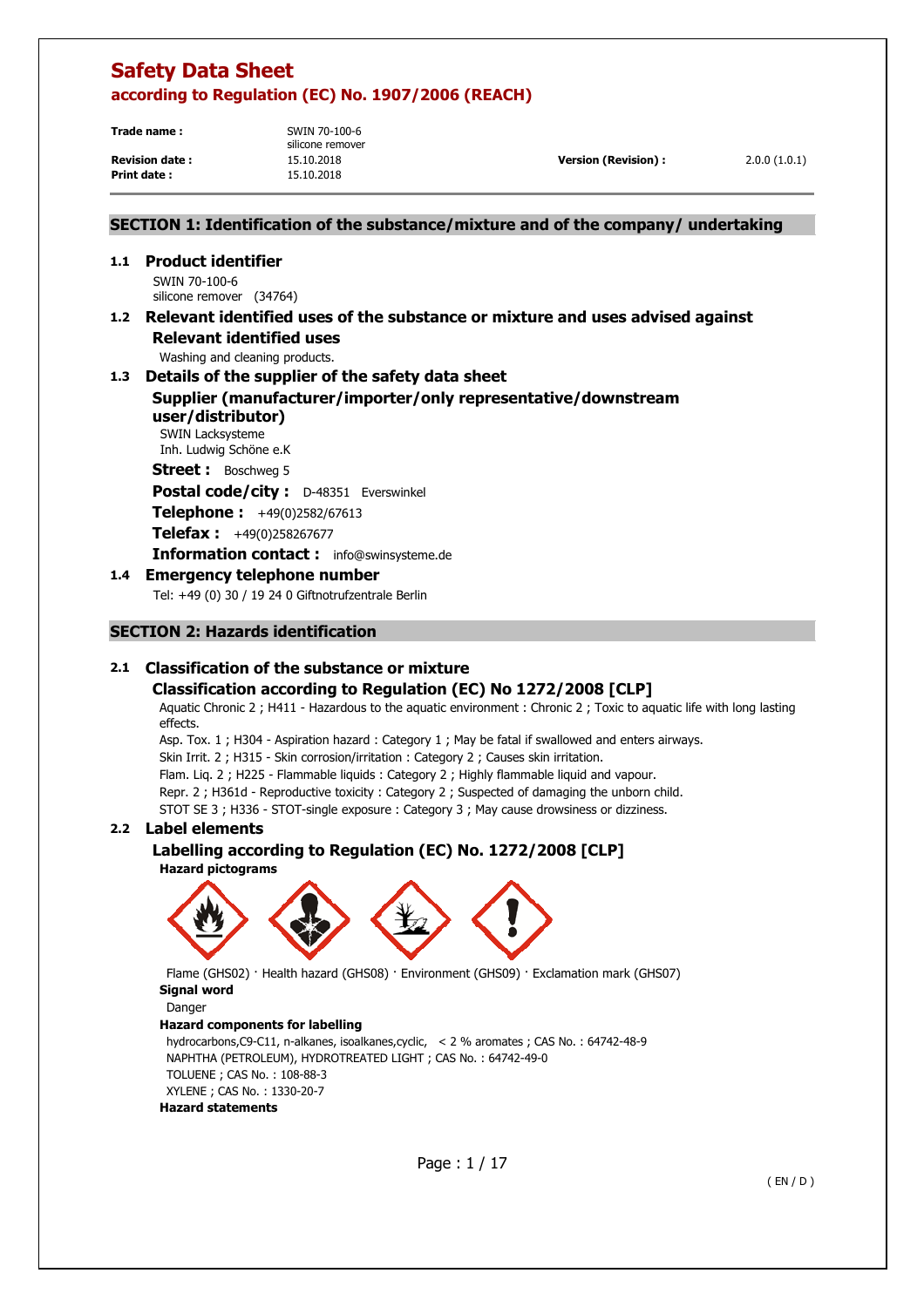# Safety Data Sheet

## according to Regulation (EC) No. 1907/2006 (REACH)

| | | | |
|---|---|---|---|
| **Trade name :** | SWIN 70-100-6 silicone remover | | |
| **Revision date :** | 15.10.2018 | **Version (Revision) :** | 2.0.0 (1.0.1) |
| **Print date :** | 15.10.2018 | | |

## SECTION 1: Identification of the substance/mixture and of the company/ undertaking

### 1.1 Product identifier

SWIN 70-100-6
silicone remover (34764)

### 1.2 Relevant identified uses of the substance or mixture and uses advised against

#### Relevant identified uses

Washing and cleaning products.

### 1.3 Details of the supplier of the safety data sheet

#### Supplier (manufacturer/importer/only representative/downstream user/distributor)

SWIN Lacksysteme
Inh. Ludwig Schöne e.K

**Street :** Boschweg 5

**Postal code/city :** D-48351 Everswinkel

**Telephone :** +49(0)2582/67613

**Telefax :** +49(0)258267677

**Information contact :** info@swinsysteme.de

### 1.4 Emergency telephone number

Tel: +49 (0) 30 / 19 24 0 Giftnotrufzentrale Berlin

## SECTION 2: Hazards identification

### 2.1 Classification of the substance or mixture

#### Classification according to Regulation (EC) No 1272/2008 [CLP]

Aquatic Chronic 2 ; H411 - Hazardous to the aquatic environment : Chronic 2 ; Toxic to aquatic life with long lasting effects.

Asp. Tox. 1 ; H304 - Aspiration hazard : Category 1 ; May be fatal if swallowed and enters airways.

Skin Irrit. 2 ; H315 - Skin corrosion/irritation : Category 2 ; Causes skin irritation.

Flam. Liq. 2 ; H225 - Flammable liquids : Category 2 ; Highly flammable liquid and vapour.

Repr. 2 ; H361d - Reproductive toxicity : Category 2 ; Suspected of damaging the unborn child.

STOT SE 3 ; H336 - STOT-single exposure : Category 3 ; May cause drowsiness or dizziness.

### 2.2 Label elements

#### Labelling according to Regulation (EC) No. 1272/2008 [CLP]

**Hazard pictograms**

Flame (GHS02) · Health hazard (GHS08) · Environment (GHS09) · Exclamation mark (GHS07)

**Signal word**

Danger

**Hazard components for labelling**

hydrocarbons,C9-C11, n-alkanes, isoalkanes,cyclic, < 2 % aromates ; CAS No. : 64742-48-9
NAPHTHA (PETROLEUM), HYDROTREATED LIGHT ; CAS No. : 64742-49-0
TOLUENE ; CAS No. : 108-88-3
XYLENE ; CAS No. : 1330-20-7

**Hazard statements**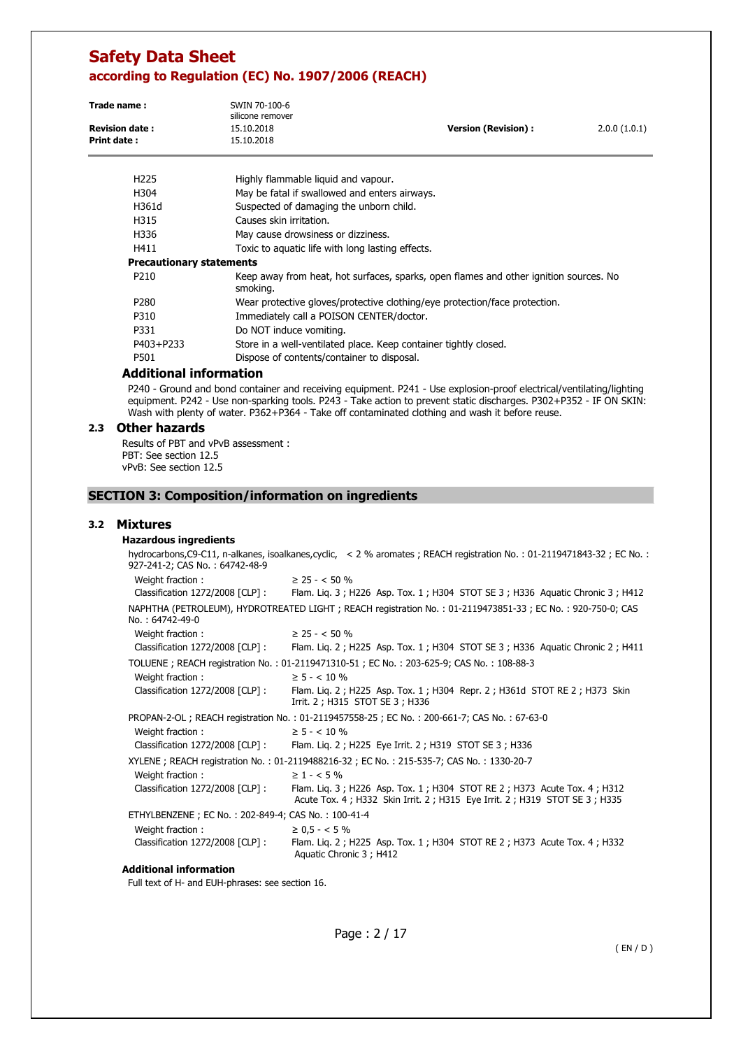| | |
|---|---|
| H225 | Highly flammable liquid and vapour. |
| H304 | May be fatal if swallowed and enters airways. |
| H361d | Suspected of damaging the unborn child. |
| H315 | Causes skin irritation. |
| H336 | May cause drowsiness or dizziness. |
| H411 | Toxic to aquatic life with long lasting effects. |

**Precautionary statements**

| | |
|---|---|
| P210 | Keep away from heat, hot surfaces, sparks, open flames and other ignition sources. No smoking. |
| P280 | Wear protective gloves/protective clothing/eye protection/face protection. |
| P310 | Immediately call a POISON CENTER/doctor. |
| P331 | Do NOT induce vomiting. |
| P403+P233 | Store in a well-ventilated place. Keep container tightly closed. |
| P501 | Dispose of contents/container to disposal. |

### Additional information

P240 - Ground and bond container and receiving equipment. P241 - Use explosion-proof electrical/ventilating/lighting equipment. P242 - Use non-sparking tools. P243 - Take action to prevent static discharges. P302+P352 - IF ON SKIN: Wash with plenty of water. P362+P364 - Take off contaminated clothing and wash it before reuse.

### 2.3 Other hazards

Results of PBT and vPvB assessment :
PBT: See section 12.5
vPvB: See section 12.5

## SECTION 3: Composition/information on ingredients

### 3.2 Mixtures

**Hazardous ingredients**

hydrocarbons,C9-C11, n-alkanes, isoalkanes,cyclic, < 2 % aromates ; REACH registration No. : 01-2119471843-32 ; EC No. : 927-241-2; CAS No. : 64742-48-9

| | |
|---|---|
| Weight fraction : | ≥ 25 - < 50 % |
| Classification 1272/2008 [CLP] : | Flam. Liq. 3 ; H226 Asp. Tox. 1 ; H304 STOT SE 3 ; H336 Aquatic Chronic 3 ; H412 |

NAPHTHA (PETROLEUM), HYDROTREATED LIGHT ; REACH registration No. : 01-2119473851-33 ; EC No. : 920-750-0; CAS No. : 64742-49-0

| | |
|---|---|
| Weight fraction : | ≥ 25 - < 50 % |
| Classification 1272/2008 [CLP] : | Flam. Liq. 2 ; H225 Asp. Tox. 1 ; H304 STOT SE 3 ; H336 Aquatic Chronic 2 ; H411 |

TOLUENE ; REACH registration No. : 01-2119471310-51 ; EC No. : 203-625-9; CAS No. : 108-88-3

| | |
|---|---|
| Weight fraction : | ≥ 5 - < 10 % |
| Classification 1272/2008 [CLP] : | Flam. Liq. 2 ; H225 Asp. Tox. 1 ; H304 Repr. 2 ; H361d STOT RE 2 ; H373 Skin Irrit. 2 ; H315 STOT SE 3 ; H336 |

PROPAN-2-OL ; REACH registration No. : 01-2119457558-25 ; EC No. : 200-661-7; CAS No. : 67-63-0

| | |
|---|---|
| Weight fraction : | ≥ 5 - < 10 % |
| Classification 1272/2008 [CLP] : | Flam. Liq. 2 ; H225 Eye Irrit. 2 ; H319 STOT SE 3 ; H336 |

XYLENE ; REACH registration No. : 01-2119488216-32 ; EC No. : 215-535-7; CAS No. : 1330-20-7

| | |
|---|---|
| Weight fraction : | ≥ 1 - < 5 % |
| Classification 1272/2008 [CLP] : | Flam. Liq. 3 ; H226 Asp. Tox. 1 ; H304 STOT RE 2 ; H373 Acute Tox. 4 ; H312 Acute Tox. 4 ; H332 Skin Irrit. 2 ; H315 Eye Irrit. 2 ; H319 STOT SE 3 ; H335 |

ETHYLBENZENE ; EC No. : 202-849-4; CAS No. : 100-41-4

| | |
|---|---|
| Weight fraction : | ≥ 0,5 - < 5 % |
| Classification 1272/2008 [CLP] : | Flam. Liq. 2 ; H225 Asp. Tox. 1 ; H304 STOT RE 2 ; H373 Acute Tox. 4 ; H332 Aquatic Chronic 3 ; H412 |

**Additional information**

Full text of H- and EUH-phrases: see section 16.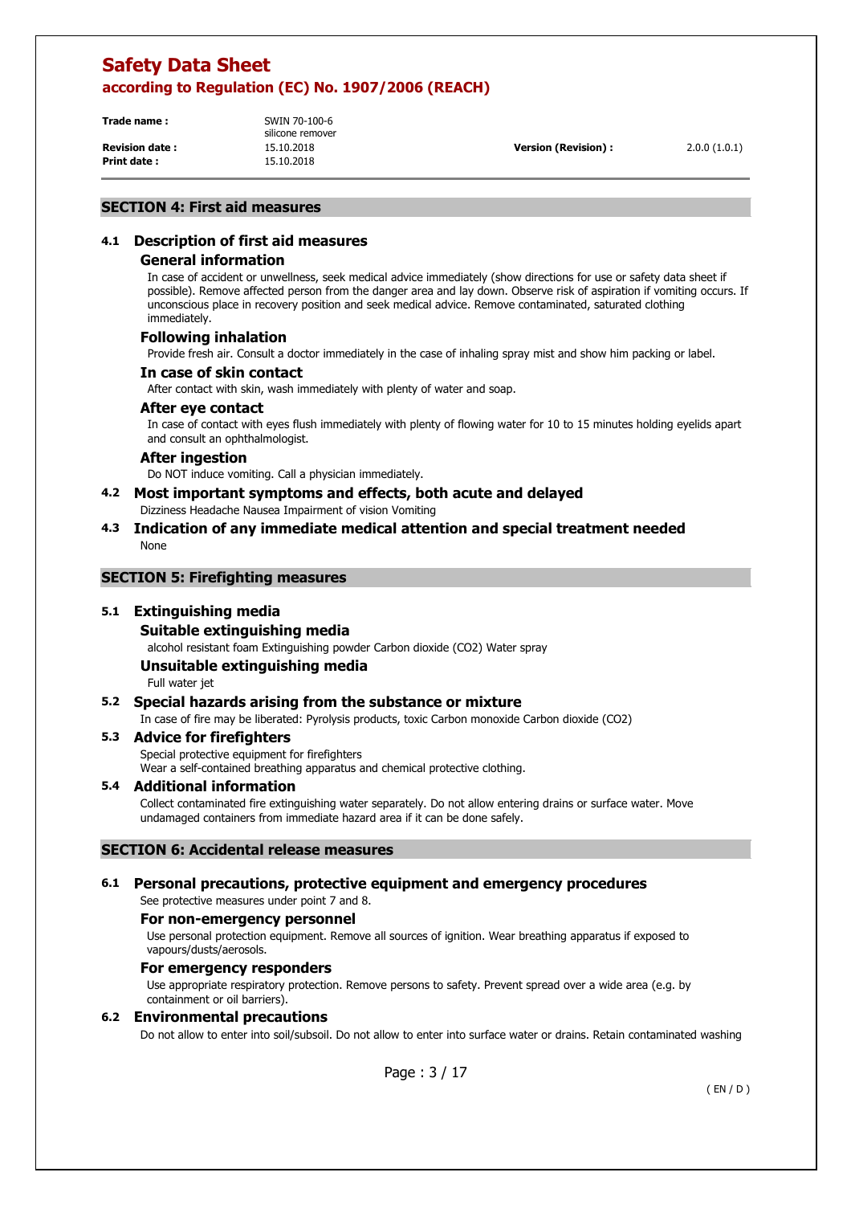## SECTION 4: First aid measures

### 4.1 Description of first aid measures

#### General information

In case of accident or unwellness, seek medical advice immediately (show directions for use or safety data sheet if possible). Remove affected person from the danger area and lay down. Observe risk of aspiration if vomiting occurs. If unconscious place in recovery position and seek medical advice. Remove contaminated, saturated clothing immediately.

#### Following inhalation

Provide fresh air. Consult a doctor immediately in the case of inhaling spray mist and show him packing or label.

#### In case of skin contact

After contact with skin, wash immediately with plenty of water and soap.

#### After eye contact

In case of contact with eyes flush immediately with plenty of flowing water for 10 to 15 minutes holding eyelids apart and consult an ophthalmologist.

#### After ingestion

Do NOT induce vomiting. Call a physician immediately.

### 4.2 Most important symptoms and effects, both acute and delayed

Dizziness Headache Nausea Impairment of vision Vomiting

### 4.3 Indication of any immediate medical attention and special treatment needed

None

## SECTION 5: Firefighting measures

### 5.1 Extinguishing media

#### Suitable extinguishing media

alcohol resistant foam Extinguishing powder Carbon dioxide ($CO_2$) Water spray

#### Unsuitable extinguishing media

Full water jet

### 5.2 Special hazards arising from the substance or mixture

In case of fire may be liberated: Pyrolysis products, toxic Carbon monoxide Carbon dioxide ($CO_2$)

### 5.3 Advice for firefighters

Special protective equipment for firefighters
Wear a self-contained breathing apparatus and chemical protective clothing.

### 5.4 Additional information

Collect contaminated fire extinguishing water separately. Do not allow entering drains or surface water. Move undamaged containers from immediate hazard area if it can be done safely.

## SECTION 6: Accidental release measures

### 6.1 Personal precautions, protective equipment and emergency procedures

See protective measures under point 7 and 8.

#### For non-emergency personnel

Use personal protection equipment. Remove all sources of ignition. Wear breathing apparatus if exposed to vapours/dusts/aerosols.

#### For emergency responders

Use appropriate respiratory protection. Remove persons to safety. Prevent spread over a wide area (e.g. by containment or oil barriers).

### 6.2 Environmental precautions

Do not allow to enter into soil/subsoil. Do not allow to enter into surface water or drains. Retain contaminated washing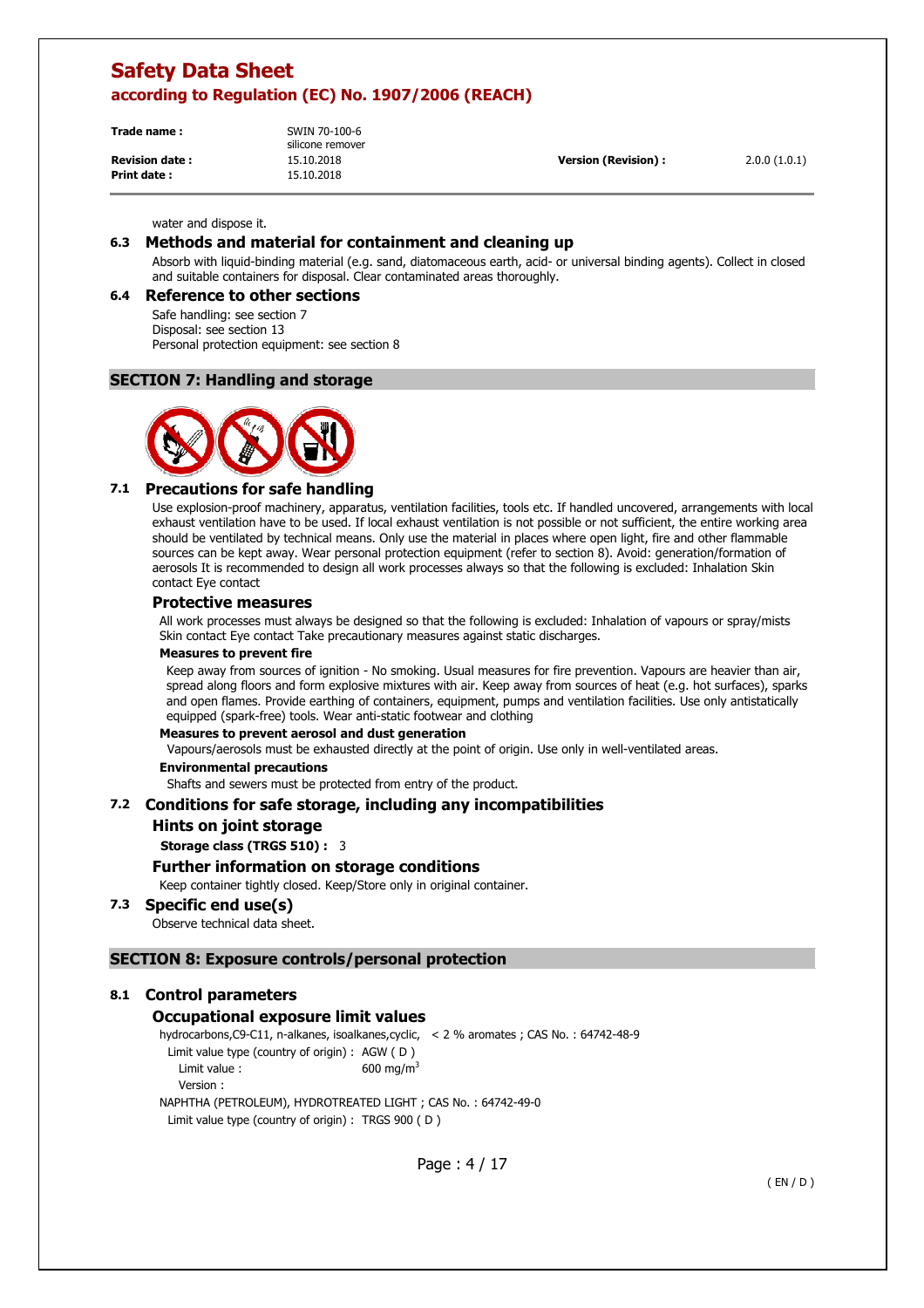water and dispose it.

### 6.3 Methods and material for containment and cleaning up

Absorb with liquid-binding material (e.g. sand, diatomaceous earth, acid- or universal binding agents). Collect in closed and suitable containers for disposal. Clear contaminated areas thoroughly.

### 6.4 Reference to other sections

Safe handling: see section 7
Disposal: see section 13
Personal protection equipment: see section 8

## SECTION 7: Handling and storage

### 7.1 Precautions for safe handling

Use explosion-proof machinery, apparatus, ventilation facilities, tools etc. If handled uncovered, arrangements with local exhaust ventilation have to be used. If local exhaust ventilation is not possible or not sufficient, the entire working area should be ventilated by technical means. Only use the material in places where open light, fire and other flammable sources can be kept away. Wear personal protection equipment (refer to section 8). Avoid: generation/formation of aerosols It is recommended to design all work processes always so that the following is excluded: Inhalation Skin contact Eye contact

#### Protective measures

All work processes must always be designed so that the following is excluded: Inhalation of vapours or spray/mists Skin contact Eye contact Take precautionary measures against static discharges.

**Measures to prevent fire**

Keep away from sources of ignition - No smoking. Usual measures for fire prevention. Vapours are heavier than air, spread along floors and form explosive mixtures with air. Keep away from sources of heat (e.g. hot surfaces), sparks and open flames. Provide earthing of containers, equipment, pumps and ventilation facilities. Use only antistatically equipped (spark-free) tools. Wear anti-static footwear and clothing

**Measures to prevent aerosol and dust generation**

Vapours/aerosols must be exhausted directly at the point of origin. Use only in well-ventilated areas.

**Environmental precautions**

Shafts and sewers must be protected from entry of the product.

### 7.2 Conditions for safe storage, including any incompatibilities

#### Hints on joint storage

**Storage class (TRGS 510) :** 3

#### Further information on storage conditions

Keep container tightly closed. Keep/Store only in original container.

### 7.3 Specific end use(s)

Observe technical data sheet.

## SECTION 8: Exposure controls/personal protection

### 8.1 Control parameters

#### Occupational exposure limit values

hydrocarbons,C9-C11, n-alkanes, isoalkanes,cyclic, < 2 % aromates ; CAS No. : 64742-48-9

Limit value type (country of origin) : AGW ( D )
Limit value : 600 $mg/m^3$
Version :

NAPHTHA (PETROLEUM), HYDROTREATED LIGHT ; CAS No. : 64742-49-0

Limit value type (country of origin) : TRGS 900 ( D )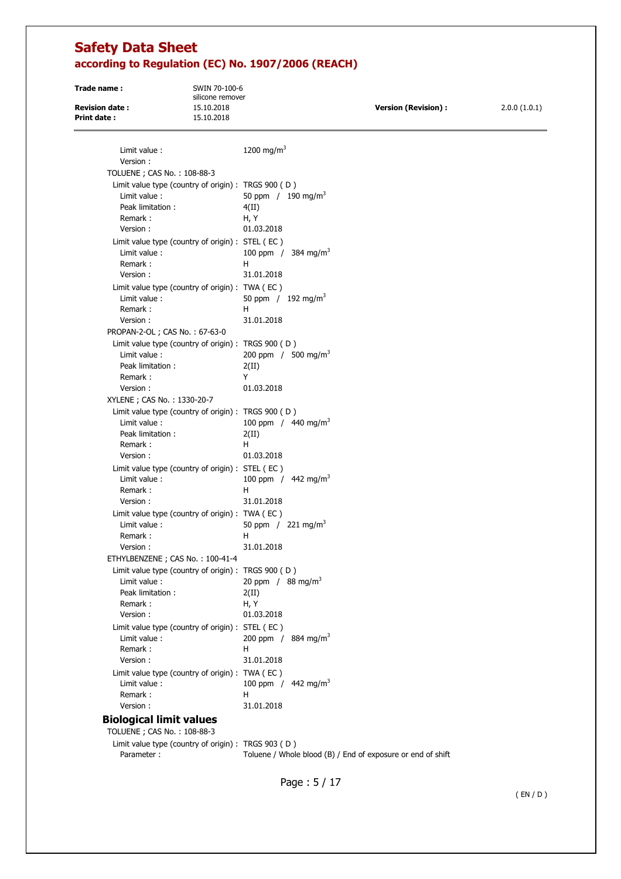Limit value : 1200 mg/m$^3$
Version :

TOLUENE ; CAS No. : 108-88-3

Limit value type (country of origin) : TRGS 900 ( D )
Limit value : 50 ppm / 190 mg/m$^3$
Peak limitation : 4(II)
Remark : H, Y
Version : 01.03.2018

Limit value type (country of origin) : STEL ( EC )
Limit value : 100 ppm / 384 mg/m$^3$
Remark : H
Version : 31.01.2018

Limit value type (country of origin) : TWA ( EC )
Limit value : 50 ppm / 192 mg/m$^3$
Remark : H
Version : 31.01.2018

PROPAN-2-OL ; CAS No. : 67-63-0

Limit value type (country of origin) : TRGS 900 ( D )
Limit value : 200 ppm / 500 mg/m$^3$
Peak limitation : 2(II)
Remark : Y
Version : 01.03.2018

XYLENE ; CAS No. : 1330-20-7

Limit value type (country of origin) : TRGS 900 ( D )
Limit value : 100 ppm / 440 mg/m$^3$
Peak limitation : 2(II)
Remark : H
Version : 01.03.2018

Limit value type (country of origin) : STEL ( EC )
Limit value : 100 ppm / 442 mg/m$^3$
Remark : H
Version : 31.01.2018

Limit value type (country of origin) : TWA ( EC )
Limit value : 50 ppm / 221 mg/m$^3$
Remark : H
Version : 31.01.2018

ETHYLBENZENE ; CAS No. : 100-41-4

Limit value type (country of origin) : TRGS 900 ( D )
Limit value : 20 ppm / 88 mg/m$^3$
Peak limitation : 2(II)
Remark : H, Y
Version : 01.03.2018

Limit value type (country of origin) : STEL ( EC )
Limit value : 200 ppm / 884 mg/m$^3$
Remark : H
Version : 31.01.2018

Limit value type (country of origin) : TWA ( EC )
Limit value : 100 ppm / 442 mg/m$^3$
Remark : H
Version : 31.01.2018

## Biological limit values

TOLUENE ; CAS No. : 108-88-3

Limit value type (country of origin) : TRGS 903 ( D )
Parameter : Toluene / Whole blood (B) / End of exposure or end of shift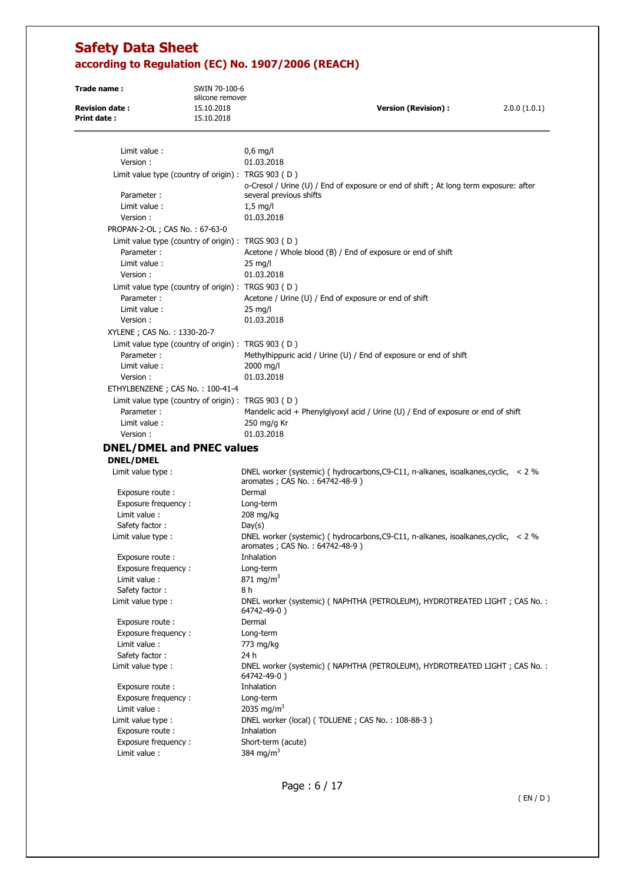Limit value : 0,6 mg/l
Version : 01.03.2018

Limit value type (country of origin) : TRGS 903 ( D )
Parameter : o-Cresol / Urine (U) / End of exposure or end of shift ; At long term exposure: after several previous shifts
Limit value : 1,5 mg/l
Version : 01.03.2018

PROPAN-2-OL ; CAS No. : 67-63-0

Limit value type (country of origin) : TRGS 903 ( D )
Parameter : Acetone / Whole blood (B) / End of exposure or end of shift
Limit value : 25 mg/l
Version : 01.03.2018

Limit value type (country of origin) : TRGS 903 ( D )
Parameter : Acetone / Urine (U) / End of exposure or end of shift
Limit value : 25 mg/l
Version : 01.03.2018

XYLENE ; CAS No. : 1330-20-7

Limit value type (country of origin) : TRGS 903 ( D )
Parameter : Methylhippuric acid / Urine (U) / End of exposure or end of shift
Limit value : 2000 mg/l
Version : 01.03.2018

ETHYLBENZENE ; CAS No. : 100-41-4

Limit value type (country of origin) : TRGS 903 ( D )
Parameter : Mandelic acid + Phenylglyoxyl acid / Urine (U) / End of exposure or end of shift
Limit value : 250 mg/g Kr
Version : 01.03.2018

## DNEL/DMEL and PNEC values

### DNEL/DMEL

Limit value type : DNEL worker (systemic) ( hydrocarbons,C9-C11, n-alkanes, isoalkanes,cyclic, < 2 % aromates ; CAS No. : 64742-48-9 )
Exposure route : Dermal
Exposure frequency : Long-term
Limit value : 208 mg/kg
Safety factor : Day(s)

Limit value type : DNEL worker (systemic) ( hydrocarbons,C9-C11, n-alkanes, isoalkanes,cyclic, < 2 % aromates ; CAS No. : 64742-48-9 )
Exposure route : Inhalation
Exposure frequency : Long-term
Limit value : 871 mg/m$^3$
Safety factor : 8 h

Limit value type : DNEL worker (systemic) ( NAPHTHA (PETROLEUM), HYDROTREATED LIGHT ; CAS No. : 64742-49-0 )
Exposure route : Dermal
Exposure frequency : Long-term
Limit value : 773 mg/kg
Safety factor : 24 h

Limit value type : DNEL worker (systemic) ( NAPHTHA (PETROLEUM), HYDROTREATED LIGHT ; CAS No. : 64742-49-0 )
Exposure route : Inhalation
Exposure frequency : Long-term
Limit value : 2035 mg/m$^3$

Limit value type : DNEL worker (local) ( TOLUENE ; CAS No. : 108-88-3 )
Exposure route : Inhalation
Exposure frequency : Short-term (acute)
Limit value : 384 mg/m$^3$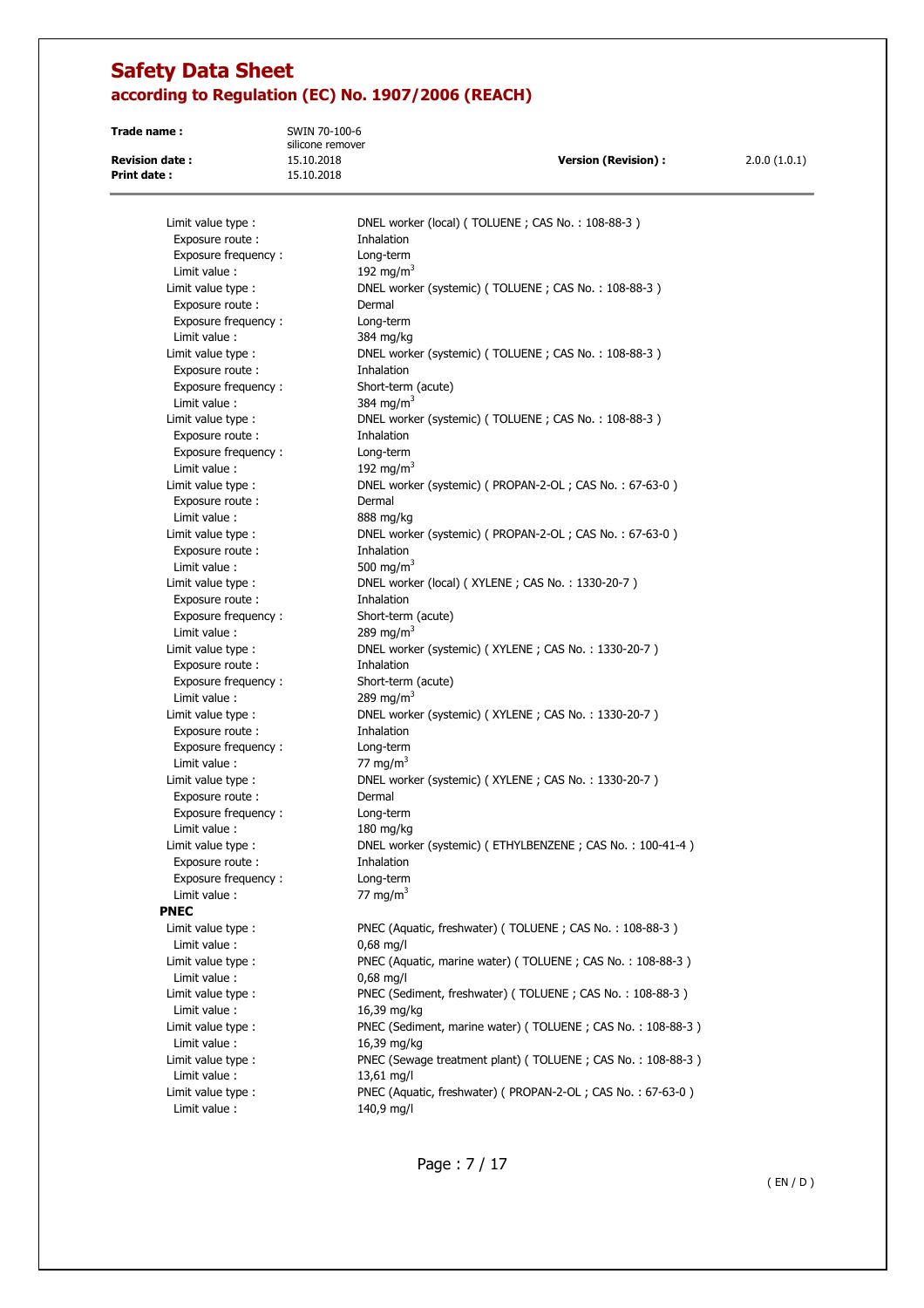Limit value type : DNEL worker (local) ( TOLUENE ; CAS No. : 108-88-3 )
Exposure route : Inhalation
Exposure frequency : Long-term
Limit value : 192 $mg/m^3$

Limit value type : DNEL worker (systemic) ( TOLUENE ; CAS No. : 108-88-3 )
Exposure route : Dermal
Exposure frequency : Long-term
Limit value : 384 mg/kg

Limit value type : DNEL worker (systemic) ( TOLUENE ; CAS No. : 108-88-3 )
Exposure route : Inhalation
Exposure frequency : Short-term (acute)
Limit value : 384 $mg/m^3$

Limit value type : DNEL worker (systemic) ( TOLUENE ; CAS No. : 108-88-3 )
Exposure route : Inhalation
Exposure frequency : Long-term
Limit value : 192 $mg/m^3$

Limit value type : DNEL worker (systemic) ( PROPAN-2-OL ; CAS No. : 67-63-0 )
Exposure route : Dermal
Limit value : 888 mg/kg

Limit value type : DNEL worker (systemic) ( PROPAN-2-OL ; CAS No. : 67-63-0 )
Exposure route : Inhalation
Limit value : 500 $mg/m^3$

Limit value type : DNEL worker (local) ( XYLENE ; CAS No. : 1330-20-7 )
Exposure route : Inhalation
Exposure frequency : Short-term (acute)
Limit value : 289 $mg/m^3$

Limit value type : DNEL worker (systemic) ( XYLENE ; CAS No. : 1330-20-7 )
Exposure route : Inhalation
Exposure frequency : Short-term (acute)
Limit value : 289 $mg/m^3$

Limit value type : DNEL worker (systemic) ( XYLENE ; CAS No. : 1330-20-7 )
Exposure route : Inhalation
Exposure frequency : Long-term
Limit value : 77 $mg/m^3$

Limit value type : DNEL worker (systemic) ( XYLENE ; CAS No. : 1330-20-7 )
Exposure route : Dermal
Exposure frequency : Long-term
Limit value : 180 mg/kg

Limit value type : DNEL worker (systemic) ( ETHYLBENZENE ; CAS No. : 100-41-4 )
Exposure route : Inhalation
Exposure frequency : Long-term
Limit value : 77 $mg/m^3$

**PNEC**

Limit value type : PNEC (Aquatic, freshwater) ( TOLUENE ; CAS No. : 108-88-3 )
Limit value : 0,68 mg/l

Limit value type : PNEC (Aquatic, marine water) ( TOLUENE ; CAS No. : 108-88-3 )
Limit value : 0,68 mg/l

Limit value type : PNEC (Sediment, freshwater) ( TOLUENE ; CAS No. : 108-88-3 )
Limit value : 16,39 mg/kg

Limit value type : PNEC (Sediment, marine water) ( TOLUENE ; CAS No. : 108-88-3 )
Limit value : 16,39 mg/kg

Limit value type : PNEC (Sewage treatment plant) ( TOLUENE ; CAS No. : 108-88-3 )
Limit value : 13,61 mg/l

Limit value type : PNEC (Aquatic, freshwater) ( PROPAN-2-OL ; CAS No. : 67-63-0 )
Limit value : 140,9 mg/l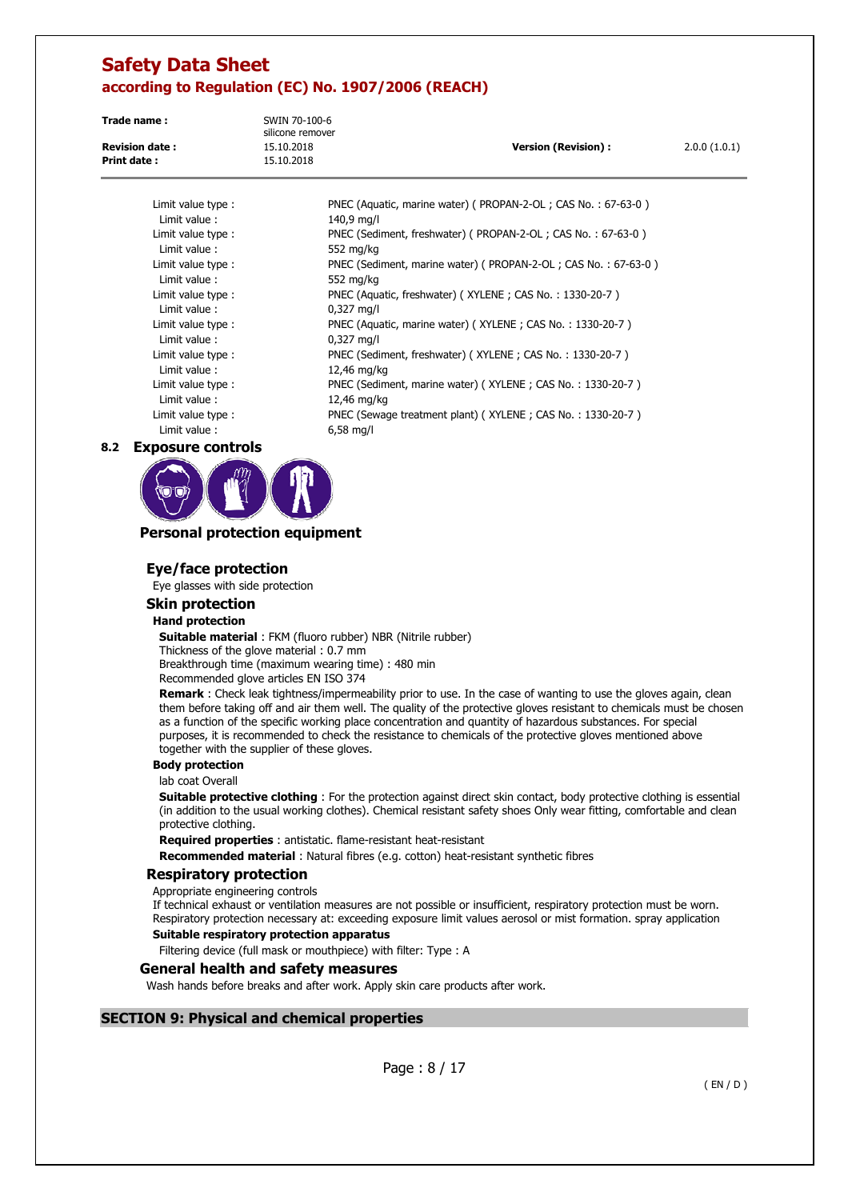| | |
|---|---|
| Limit value type : | PNEC (Aquatic, marine water) ( PROPAN-2-OL ; CAS No. : 67-63-0 ) |
| Limit value : | 140,9 mg/l |
| Limit value type : | PNEC (Sediment, freshwater) ( PROPAN-2-OL ; CAS No. : 67-63-0 ) |
| Limit value : | 552 mg/kg |
| Limit value type : | PNEC (Sediment, marine water) ( PROPAN-2-OL ; CAS No. : 67-63-0 ) |
| Limit value : | 552 mg/kg |
| Limit value type : | PNEC (Aquatic, freshwater) ( XYLENE ; CAS No. : 1330-20-7 ) |
| Limit value : | 0,327 mg/l |
| Limit value type : | PNEC (Aquatic, marine water) ( XYLENE ; CAS No. : 1330-20-7 ) |
| Limit value : | 0,327 mg/l |
| Limit value type : | PNEC (Sediment, freshwater) ( XYLENE ; CAS No. : 1330-20-7 ) |
| Limit value : | 12,46 mg/kg |
| Limit value type : | PNEC (Sediment, marine water) ( XYLENE ; CAS No. : 1330-20-7 ) |
| Limit value : | 12,46 mg/kg |
| Limit value type : | PNEC (Sewage treatment plant) ( XYLENE ; CAS No. : 1330-20-7 ) |
| Limit value : | 6,58 mg/l |

## 8.2 Exposure controls

### Personal protection equipment

#### Eye/face protection

Eye glasses with side protection

#### Skin protection

**Hand protection**

**Suitable material** : FKM (fluoro rubber) NBR (Nitrile rubber)
Thickness of the glove material : 0.7 mm
Breakthrough time (maximum wearing time) : 480 min
Recommended glove articles EN ISO 374

**Remark** : Check leak tightness/impermeability prior to use. In the case of wanting to use the gloves again, clean them before taking off and air them well. The quality of the protective gloves resistant to chemicals must be chosen as a function of the specific working place concentration and quantity of hazardous substances. For special purposes, it is recommended to check the resistance to chemicals of the protective gloves mentioned above together with the supplier of these gloves.

**Body protection**

lab coat Overall

**Suitable protective clothing** : For the protection against direct skin contact, body protective clothing is essential (in addition to the usual working clothes). Chemical resistant safety shoes Only wear fitting, comfortable and clean protective clothing.

**Required properties** : antistatic. flame-resistant heat-resistant

**Recommended material** : Natural fibres (e.g. cotton) heat-resistant synthetic fibres

#### Respiratory protection

Appropriate engineering controls
If technical exhaust or ventilation measures are not possible or insufficient, respiratory protection must be worn. Respiratory protection necessary at: exceeding exposure limit values aerosol or mist formation. spray application

**Suitable respiratory protection apparatus**

Filtering device (full mask or mouthpiece) with filter: Type : A

### General health and safety measures

Wash hands before breaks and after work. Apply skin care products after work.

## SECTION 9: Physical and chemical properties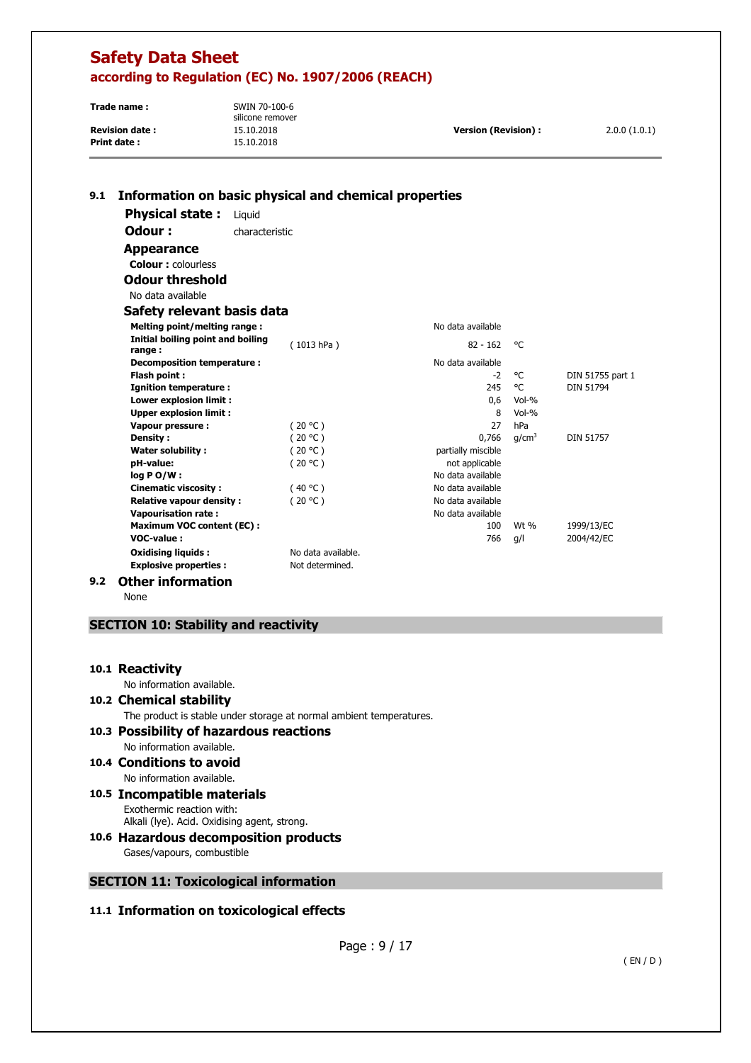## 9.1 Information on basic physical and chemical properties

**Physical state :** Liquid

**Odour :** characteristic

**Appearance**

**Colour :** colourless

**Odour threshold**

No data available

**Safety relevant basis data**

| | | | | |
|---|---|---|---|---|
| **Melting point/melting range :** | | No data available | | |
| **Initial boiling point and boiling range :** | ( 1013 hPa ) | 82 - 162 | °C | |
| **Decomposition temperature :** | | No data available | | |
| **Flash point :** | | -2 | °C | DIN 51755 part 1 |
| **Ignition temperature :** | | 245 | °C | DIN 51794 |
| **Lower explosion limit :** | | 0,6 | Vol-% | |
| **Upper explosion limit :** | | 8 | Vol-% | |
| **Vapour pressure :** | ( 20 °C ) | 27 | hPa | |
| **Density :** | ( 20 °C ) | 0,766 | $g/cm^3$ | DIN 51757 |
| **Water solubility :** | ( 20 °C ) | partially miscible | | |
| **pH-value:** | ( 20 °C ) | not applicable | | |
| **log P O/W :** | | No data available | | |
| **Cinematic viscosity :** | ( 40 °C ) | No data available | | |
| **Relative vapour density :** | ( 20 °C ) | No data available | | |
| **Vapourisation rate :** | | No data available | | |
| **Maximum VOC content (EC) :** | | 100 | Wt % | 1999/13/EC |
| **VOC-value :** | | 766 | g/l | 2004/42/EC |
| **Oxidising liquids :** | No data available. | | | |
| **Explosive properties :** | Not determined. | | | |

## 9.2 Other information

None

# SECTION 10: Stability and reactivity

## 10.1 Reactivity

No information available.

## 10.2 Chemical stability

The product is stable under storage at normal ambient temperatures.

## 10.3 Possibility of hazardous reactions

No information available.

## 10.4 Conditions to avoid

No information available.

## 10.5 Incompatible materials

Exothermic reaction with:
Alkali (lye). Acid. Oxidising agent, strong.

## 10.6 Hazardous decomposition products

Gases/vapours, combustible

# SECTION 11: Toxicological information

## 11.1 Information on toxicological effects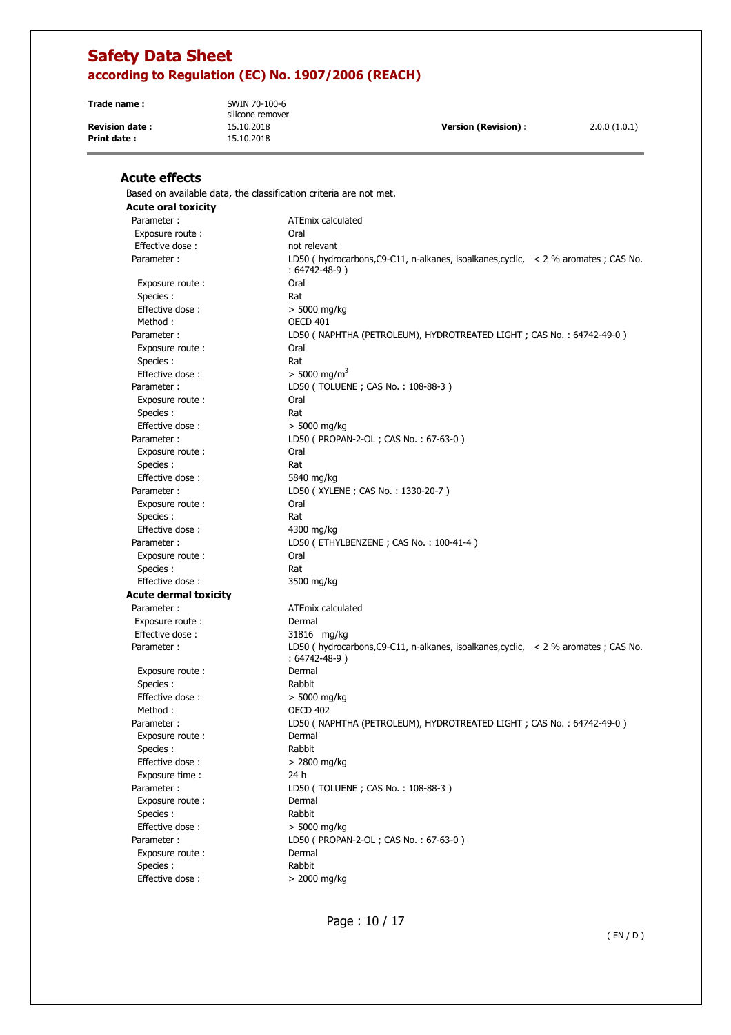### Acute effects

Based on available data, the classification criteria are not met.

**Acute oral toxicity**

| | |
|---|---|
| Parameter : | ATEmix calculated |
| Exposure route : | Oral |
| Effective dose : | not relevant |
| Parameter : | LD50 ( hydrocarbons,C9-C11, n-alkanes, isoalkanes,cyclic, < 2 % aromates ; CAS No. : 64742-48-9 ) |
| Exposure route : | Oral |
| Species : | Rat |
| Effective dose : | > 5000 mg/kg |
| Method : | OECD 401 |
| Parameter : | LD50 ( NAPHTHA (PETROLEUM), HYDROTREATED LIGHT ; CAS No. : 64742-49-0 ) |
| Exposure route : | Oral |
| Species : | Rat |
| Effective dose : | > 5000 $mg/m^3$ |
| Parameter : | LD50 ( TOLUENE ; CAS No. : 108-88-3 ) |
| Exposure route : | Oral |
| Species : | Rat |
| Effective dose : | > 5000 mg/kg |
| Parameter : | LD50 ( PROPAN-2-OL ; CAS No. : 67-63-0 ) |
| Exposure route : | Oral |
| Species : | Rat |
| Effective dose : | 5840 mg/kg |
| Parameter : | LD50 ( XYLENE ; CAS No. : 1330-20-7 ) |
| Exposure route : | Oral |
| Species : | Rat |
| Effective dose : | 4300 mg/kg |
| Parameter : | LD50 ( ETHYLBENZENE ; CAS No. : 100-41-4 ) |
| Exposure route : | Oral |
| Species : | Rat |
| Effective dose : | 3500 mg/kg |

**Acute dermal toxicity**

| | |
|---|---|
| Parameter : | ATEmix calculated |
| Exposure route : | Dermal |
| Effective dose : | 31816 mg/kg |
| Parameter : | LD50 ( hydrocarbons,C9-C11, n-alkanes, isoalkanes,cyclic, < 2 % aromates ; CAS No. : 64742-48-9 ) |
| Exposure route : | Dermal |
| Species : | Rabbit |
| Effective dose : | > 5000 mg/kg |
| Method : | OECD 402 |
| Parameter : | LD50 ( NAPHTHA (PETROLEUM), HYDROTREATED LIGHT ; CAS No. : 64742-49-0 ) |
| Exposure route : | Dermal |
| Species : | Rabbit |
| Effective dose : | > 2800 mg/kg |
| Exposure time : | 24 h |
| Parameter : | LD50 ( TOLUENE ; CAS No. : 108-88-3 ) |
| Exposure route : | Dermal |
| Species : | Rabbit |
| Effective dose : | > 5000 mg/kg |
| Parameter : | LD50 ( PROPAN-2-OL ; CAS No. : 67-63-0 ) |
| Exposure route : | Dermal |
| Species : | Rabbit |
| Effective dose : | > 2000 mg/kg |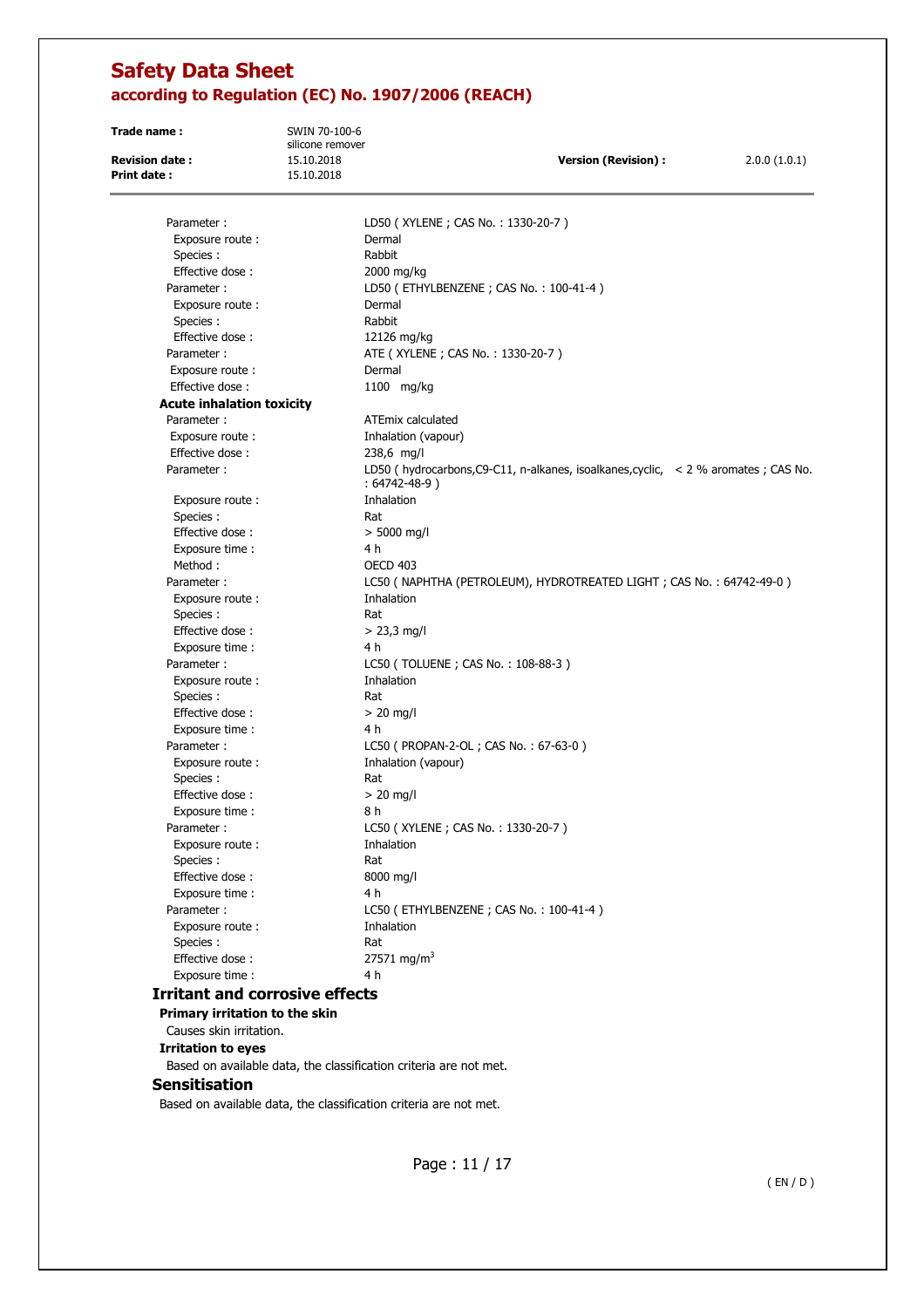Parameter : LD50 ( XYLENE ; CAS No. : 1330-20-7 )
Exposure route : Dermal
Species : Rabbit
Effective dose : 2000 mg/kg

Parameter : LD50 ( ETHYLBENZENE ; CAS No. : 100-41-4 )
Exposure route : Dermal
Species : Rabbit
Effective dose : 12126 mg/kg

Parameter : ATE ( XYLENE ; CAS No. : 1330-20-7 )
Exposure route : Dermal
Effective dose : 1100 mg/kg

**Acute inhalation toxicity**

Parameter : ATEmix calculated
Exposure route : Inhalation (vapour)
Effective dose : 238,6 mg/l

Parameter : LD50 ( hydrocarbons,C9-C11, n-alkanes, isoalkanes,cyclic, < 2 % aromates ; CAS No. : 64742-48-9 )
Exposure route : Inhalation
Species : Rat
Effective dose : > 5000 mg/l
Exposure time : 4 h
Method : OECD 403

Parameter : LC50 ( NAPHTHA (PETROLEUM), HYDROTREATED LIGHT ; CAS No. : 64742-49-0 )
Exposure route : Inhalation
Species : Rat
Effective dose : > 23,3 mg/l
Exposure time : 4 h

Parameter : LC50 ( TOLUENE ; CAS No. : 108-88-3 )
Exposure route : Inhalation
Species : Rat
Effective dose : > 20 mg/l
Exposure time : 4 h

Parameter : LC50 ( PROPAN-2-OL ; CAS No. : 67-63-0 )
Exposure route : Inhalation (vapour)
Species : Rat
Effective dose : > 20 mg/l
Exposure time : 8 h

Parameter : LC50 ( XYLENE ; CAS No. : 1330-20-7 )
Exposure route : Inhalation
Species : Rat
Effective dose : 8000 mg/l
Exposure time : 4 h

Parameter : LC50 ( ETHYLBENZENE ; CAS No. : 100-41-4 )
Exposure route : Inhalation
Species : Rat
Effective dose : 27571 mg/m$^3$
Exposure time : 4 h

## Irritant and corrosive effects

**Primary irritation to the skin**

Causes skin irritation.

**Irritation to eyes**

Based on available data, the classification criteria are not met.

## Sensitisation

Based on available data, the classification criteria are not met.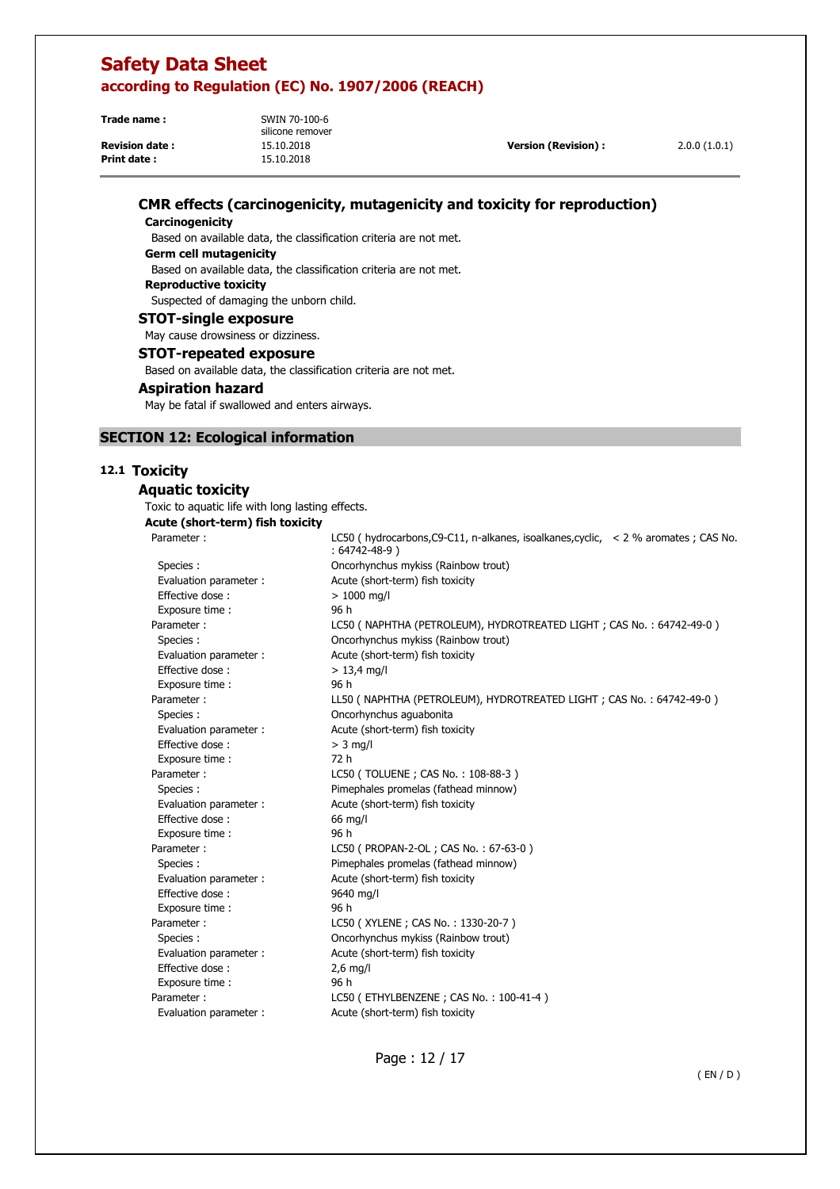### CMR effects (carcinogenicity, mutagenicity and toxicity for reproduction)

**Carcinogenicity**

Based on available data, the classification criteria are not met.

**Germ cell mutagenicity**

Based on available data, the classification criteria are not met.

**Reproductive toxicity**

Suspected of damaging the unborn child.

### STOT-single exposure

May cause drowsiness or dizziness.

### STOT-repeated exposure

Based on available data, the classification criteria are not met.

### Aspiration hazard

May be fatal if swallowed and enters airways.

## SECTION 12: Ecological information

### 12.1 Toxicity

#### Aquatic toxicity

Toxic to aquatic life with long lasting effects.

**Acute (short-term) fish toxicity**

| | |
|---|---|
| Parameter : | LC50 ( hydrocarbons,C9-C11, n-alkanes, isoalkanes,cyclic, < 2 % aromates ; CAS No. : 64742-48-9 ) |
| Species : | Oncorhynchus mykiss (Rainbow trout) |
| Evaluation parameter : | Acute (short-term) fish toxicity |
| Effective dose : | > 1000 mg/l |
| Exposure time : | 96 h |
| Parameter : | LC50 ( NAPHTHA (PETROLEUM), HYDROTREATED LIGHT ; CAS No. : 64742-49-0 ) |
| Species : | Oncorhynchus mykiss (Rainbow trout) |
| Evaluation parameter : | Acute (short-term) fish toxicity |
| Effective dose : | > 13,4 mg/l |
| Exposure time : | 96 h |
| Parameter : | LL50 ( NAPHTHA (PETROLEUM), HYDROTREATED LIGHT ; CAS No. : 64742-49-0 ) |
| Species : | Oncorhynchus aguabonita |
| Evaluation parameter : | Acute (short-term) fish toxicity |
| Effective dose : | > 3 mg/l |
| Exposure time : | 72 h |
| Parameter : | LC50 ( TOLUENE ; CAS No. : 108-88-3 ) |
| Species : | Pimephales promelas (fathead minnow) |
| Evaluation parameter : | Acute (short-term) fish toxicity |
| Effective dose : | 66 mg/l |
| Exposure time : | 96 h |
| Parameter : | LC50 ( PROPAN-2-OL ; CAS No. : 67-63-0 ) |
| Species : | Pimephales promelas (fathead minnow) |
| Evaluation parameter : | Acute (short-term) fish toxicity |
| Effective dose : | 9640 mg/l |
| Exposure time : | 96 h |
| Parameter : | LC50 ( XYLENE ; CAS No. : 1330-20-7 ) |
| Species : | Oncorhynchus mykiss (Rainbow trout) |
| Evaluation parameter : | Acute (short-term) fish toxicity |
| Effective dose : | 2,6 mg/l |
| Exposure time : | 96 h |
| Parameter : | LC50 ( ETHYLBENZENE ; CAS No. : 100-41-4 ) |
| Evaluation parameter : | Acute (short-term) fish toxicity |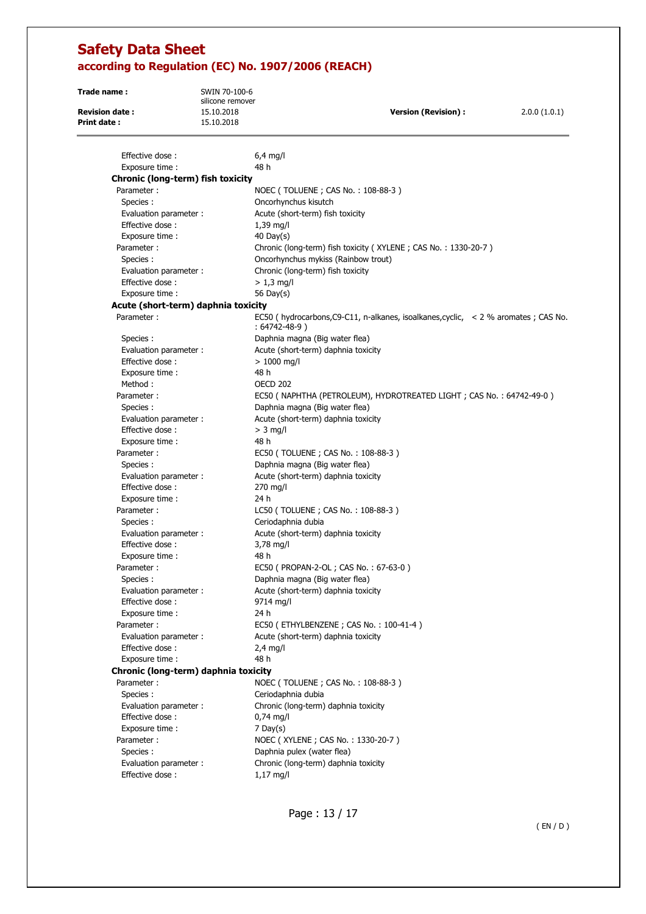| | |
|---|---|
| Effective dose : | 6,4 mg/l |
| Exposure time : | 48 h |

**Chronic (long-term) fish toxicity**

| | |
|---|---|
| Parameter : | NOEC ( TOLUENE ; CAS No. : 108-88-3 ) |
| Species : | Oncorhynchus kisutch |
| Evaluation parameter : | Acute (short-term) fish toxicity |
| Effective dose : | 1,39 mg/l |
| Exposure time : | 40 Day(s) |
| Parameter : | Chronic (long-term) fish toxicity ( XYLENE ; CAS No. : 1330-20-7 ) |
| Species : | Oncorhynchus mykiss (Rainbow trout) |
| Evaluation parameter : | Chronic (long-term) fish toxicity |
| Effective dose : | > 1,3 mg/l |
| Exposure time : | 56 Day(s) |

**Acute (short-term) daphnia toxicity**

| | |
|---|---|
| Parameter : | EC50 ( hydrocarbons,C9-C11, n-alkanes, isoalkanes,cyclic, < 2 % aromates ; CAS No. : 64742-48-9 ) |
| Species : | Daphnia magna (Big water flea) |
| Evaluation parameter : | Acute (short-term) daphnia toxicity |
| Effective dose : | > 1000 mg/l |
| Exposure time : | 48 h |
| Method : | OECD 202 |
| Parameter : | EC50 ( NAPHTHA (PETROLEUM), HYDROTREATED LIGHT ; CAS No. : 64742-49-0 ) |
| Species : | Daphnia magna (Big water flea) |
| Evaluation parameter : | Acute (short-term) daphnia toxicity |
| Effective dose : | > 3 mg/l |
| Exposure time : | 48 h |
| Parameter : | EC50 ( TOLUENE ; CAS No. : 108-88-3 ) |
| Species : | Daphnia magna (Big water flea) |
| Evaluation parameter : | Acute (short-term) daphnia toxicity |
| Effective dose : | 270 mg/l |
| Exposure time : | 24 h |
| Parameter : | LC50 ( TOLUENE ; CAS No. : 108-88-3 ) |
| Species : | Ceriodaphnia dubia |
| Evaluation parameter : | Acute (short-term) daphnia toxicity |
| Effective dose : | 3,78 mg/l |
| Exposure time : | 48 h |
| Parameter : | EC50 ( PROPAN-2-OL ; CAS No. : 67-63-0 ) |
| Species : | Daphnia magna (Big water flea) |
| Evaluation parameter : | Acute (short-term) daphnia toxicity |
| Effective dose : | 9714 mg/l |
| Exposure time : | 24 h |
| Parameter : | EC50 ( ETHYLBENZENE ; CAS No. : 100-41-4 ) |
| Evaluation parameter : | Acute (short-term) daphnia toxicity |
| Effective dose : | 2,4 mg/l |
| Exposure time : | 48 h |

**Chronic (long-term) daphnia toxicity**

| | |
|---|---|
| Parameter : | NOEC ( TOLUENE ; CAS No. : 108-88-3 ) |
| Species : | Ceriodaphnia dubia |
| Evaluation parameter : | Chronic (long-term) daphnia toxicity |
| Effective dose : | 0,74 mg/l |
| Exposure time : | 7 Day(s) |
| Parameter : | NOEC ( XYLENE ; CAS No. : 1330-20-7 ) |
| Species : | Daphnia pulex (water flea) |
| Evaluation parameter : | Chronic (long-term) daphnia toxicity |
| Effective dose : | 1,17 mg/l |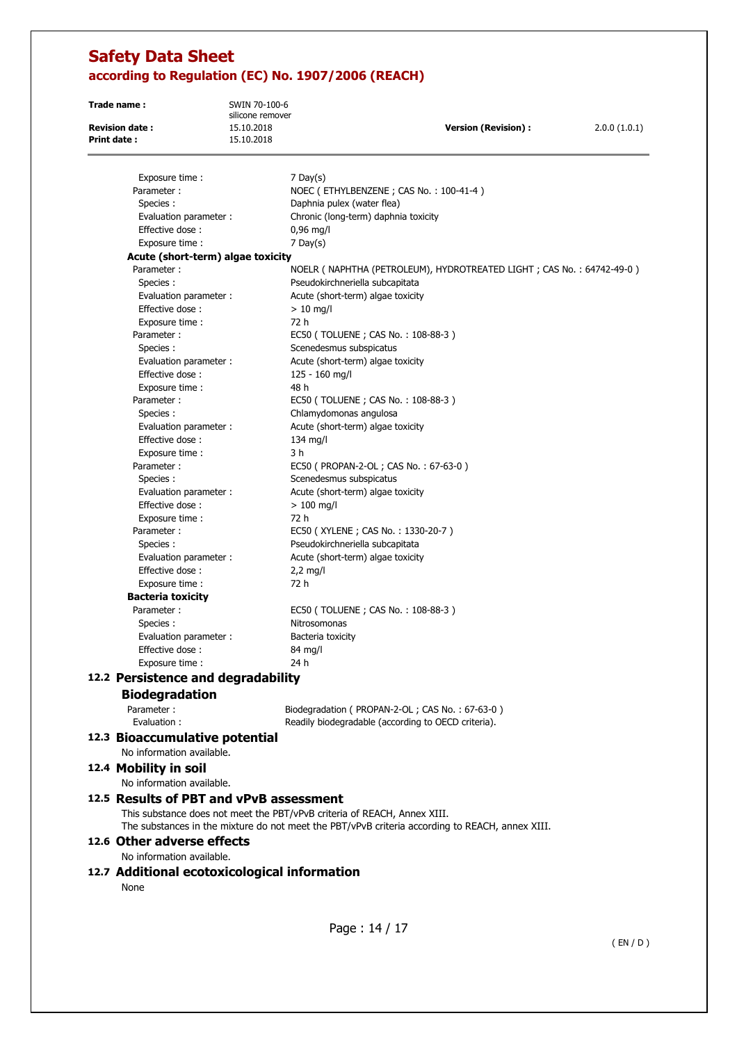Exposure time : 7 Day(s)

Parameter : NOEC ( ETHYLBENZENE ; CAS No. : 100-41-4 )
Species : Daphnia pulex (water flea)
Evaluation parameter : Chronic (long-term) daphnia toxicity
Effective dose : 0,96 mg/l
Exposure time : 7 Day(s)

**Acute (short-term) algae toxicity**

Parameter : NOELR ( NAPHTHA (PETROLEUM), HYDROTREATED LIGHT ; CAS No. : 64742-49-0 )
Species : Pseudokirchneriella subcapitata
Evaluation parameter : Acute (short-term) algae toxicity
Effective dose : > 10 mg/l
Exposure time : 72 h

Parameter : EC50 ( TOLUENE ; CAS No. : 108-88-3 )
Species : Scenedesmus subspicatus
Evaluation parameter : Acute (short-term) algae toxicity
Effective dose : 125 - 160 mg/l
Exposure time : 48 h

Parameter : EC50 ( TOLUENE ; CAS No. : 108-88-3 )
Species : Chlamydomonas angulosa
Evaluation parameter : Acute (short-term) algae toxicity
Effective dose : 134 mg/l
Exposure time : 3 h

Parameter : EC50 ( PROPAN-2-OL ; CAS No. : 67-63-0 )
Species : Scenedesmus subspicatus
Evaluation parameter : Acute (short-term) algae toxicity
Effective dose : > 100 mg/l
Exposure time : 72 h

Parameter : EC50 ( XYLENE ; CAS No. : 1330-20-7 )
Species : Pseudokirchneriella subcapitata
Evaluation parameter : Acute (short-term) algae toxicity
Effective dose : 2,2 mg/l
Exposure time : 72 h

**Bacteria toxicity**

Parameter : EC50 ( TOLUENE ; CAS No. : 108-88-3 )
Species : Nitrosomonas
Evaluation parameter : Bacteria toxicity
Effective dose : 84 mg/l
Exposure time : 24 h

## 12.2 Persistence and degradability

### Biodegradation

Parameter : Biodegradation ( PROPAN-2-OL ; CAS No. : 67-63-0 )
Evaluation : Readily biodegradable (according to OECD criteria).

## 12.3 Bioaccumulative potential

No information available.

## 12.4 Mobility in soil

No information available.

## 12.5 Results of PBT and vPvB assessment

This substance does not meet the PBT/vPvB criteria of REACH, Annex XIII.
The substances in the mixture do not meet the PBT/vPvB criteria according to REACH, annex XIII.

## 12.6 Other adverse effects

No information available.

## 12.7 Additional ecotoxicological information

None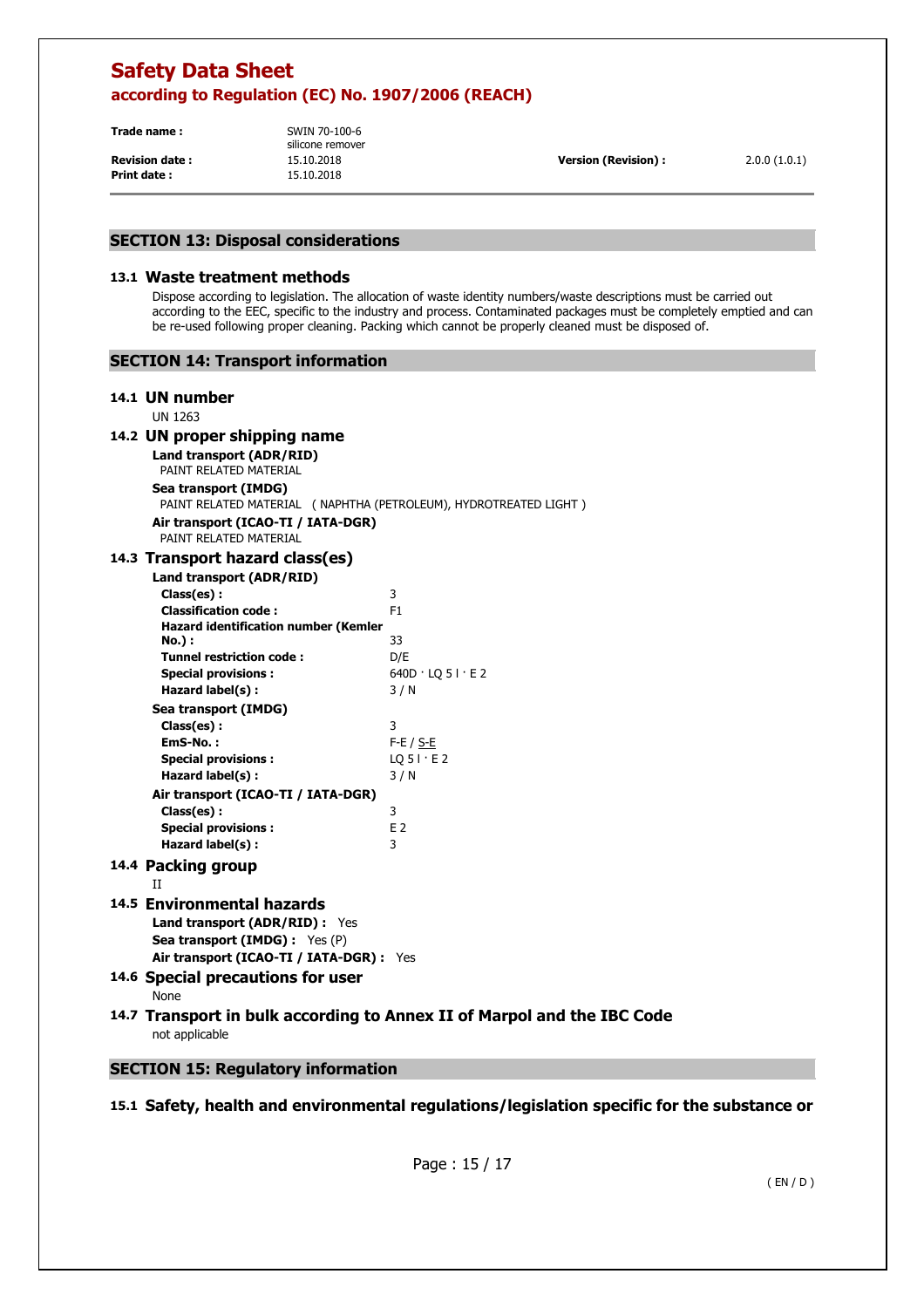## SECTION 13: Disposal considerations

### 13.1 Waste treatment methods

Dispose according to legislation. The allocation of waste identity numbers/waste descriptions must be carried out according to the EEC, specific to the industry and process. Contaminated packages must be completely emptied and can be re-used following proper cleaning. Packing which cannot be properly cleaned must be disposed of.

## SECTION 14: Transport information

### 14.1 UN number

UN 1263

### 14.2 UN proper shipping name

**Land transport (ADR/RID)**

PAINT RELATED MATERIAL

**Sea transport (IMDG)**

PAINT RELATED MATERIAL ( NAPHTHA (PETROLEUM), HYDROTREATED LIGHT )

**Air transport (ICAO-TI / IATA-DGR)**

PAINT RELATED MATERIAL

### 14.3 Transport hazard class(es)

**Land transport (ADR/RID)**

| | |
|---|---|
| **Class(es) :** | 3 |
| **Classification code :** | F1 |
| **Hazard identification number (Kemler No.) :** | 33 |
| **Tunnel restriction code :** | D/E |
| **Special provisions :** | 640D · LQ 5 l · E 2 |
| **Hazard label(s) :** | 3 / N |

**Sea transport (IMDG)**

| | |
|---|---|
| **Class(es) :** | 3 |
| **EmS-No. :** | F-E / S-E |
| **Special provisions :** | LQ 5 l · E 2 |
| **Hazard label(s) :** | 3 / N |

**Air transport (ICAO-TI / IATA-DGR)**

| | |
|---|---|
| **Class(es) :** | 3 |
| **Special provisions :** | E 2 |
| **Hazard label(s) :** | 3 |

### 14.4 Packing group

II

### 14.5 Environmental hazards

**Land transport (ADR/RID) :** Yes

**Sea transport (IMDG) :** Yes (P)

**Air transport (ICAO-TI / IATA-DGR) :** Yes

### 14.6 Special precautions for user

None

### 14.7 Transport in bulk according to Annex II of Marpol and the IBC Code

not applicable

## SECTION 15: Regulatory information

### 15.1 Safety, health and environmental regulations/legislation specific for the substance or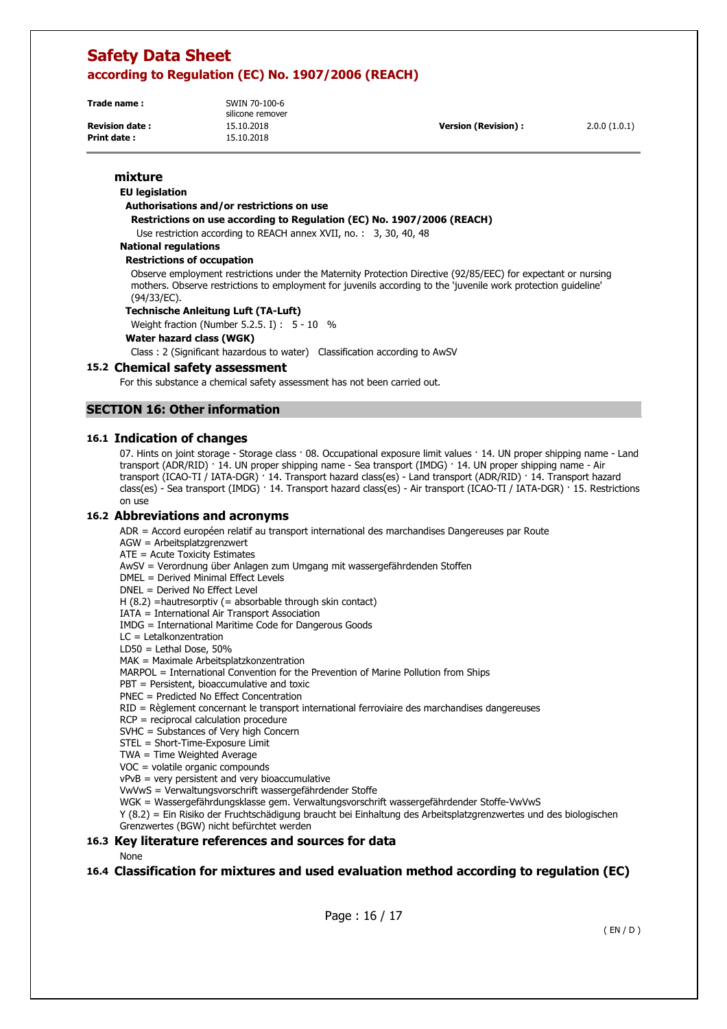**mixture**

**EU legislation**

**Authorisations and/or restrictions on use**

**Restrictions on use according to Regulation (EC) No. 1907/2006 (REACH)**

Use restriction according to REACH annex XVII, no. : 3, 30, 40, 48

**National regulations**

**Restrictions of occupation**

Observe employment restrictions under the Maternity Protection Directive (92/85/EEC) for expectant or nursing mothers. Observe restrictions to employment for juvenils according to the 'juvenile work protection guideline' (94/33/EC).

**Technische Anleitung Luft (TA-Luft)**

Weight fraction (Number 5.2.5. I) : 5 - 10 %

**Water hazard class (WGK)**

Class : 2 (Significant hazardous to water) Classification according to AwSV

### 15.2 Chemical safety assessment

For this substance a chemical safety assessment has not been carried out.

## SECTION 16: Other information

### 16.1 Indication of changes

07. Hints on joint storage - Storage class · 08. Occupational exposure limit values · 14. UN proper shipping name - Land transport (ADR/RID) · 14. UN proper shipping name - Sea transport (IMDG) · 14. UN proper shipping name - Air transport (ICAO-TI / IATA-DGR) · 14. Transport hazard class(es) - Land transport (ADR/RID) · 14. Transport hazard class(es) - Sea transport (IMDG) · 14. Transport hazard class(es) - Air transport (ICAO-TI / IATA-DGR) · 15. Restrictions on use

### 16.2 Abbreviations and acronyms

ADR = Accord européen relatif au transport international des marchandises Dangereuses par Route
AGW = Arbeitsplatzgrenzwert
ATE = Acute Toxicity Estimates
AwSV = Verordnung über Anlagen zum Umgang mit wassergefährdenden Stoffen
DMEL = Derived Minimal Effect Levels
DNEL = Derived No Effect Level
H (8.2) =hautresorptiv (= absorbable through skin contact)
IATA = International Air Transport Association
IMDG = International Maritime Code for Dangerous Goods
LC = Letalkonzentration
LD50 = Lethal Dose, 50%
MAK = Maximale Arbeitsplatzkonzentration
MARPOL = International Convention for the Prevention of Marine Pollution from Ships
PBT = Persistent, bioaccumulative and toxic
PNEC = Predicted No Effect Concentration
RID = Règlement concernant le transport international ferroviaire des marchandises dangereuses
RCP = reciprocal calculation procedure
SVHC = Substances of Very high Concern
STEL = Short-Time-Exposure Limit
TWA = Time Weighted Average
VOC = volatile organic compounds
vPvB = very persistent and very bioaccumulative
VwVwS = Verwaltungsvorschrift wassergefährdender Stoffe
WGK = Wassergefährdungsklasse gem. Verwaltungsvorschrift wassergefährdender Stoffe-VwVwS
Y (8.2) = Ein Risiko der Fruchtschädigung braucht bei Einhaltung des Arbeitsplatzgrenzwertes und des biologischen Grenzwertes (BGW) nicht befürchtet werden

### 16.3 Key literature references and sources for data

None

### 16.4 Classification for mixtures and used evaluation method according to regulation (EC)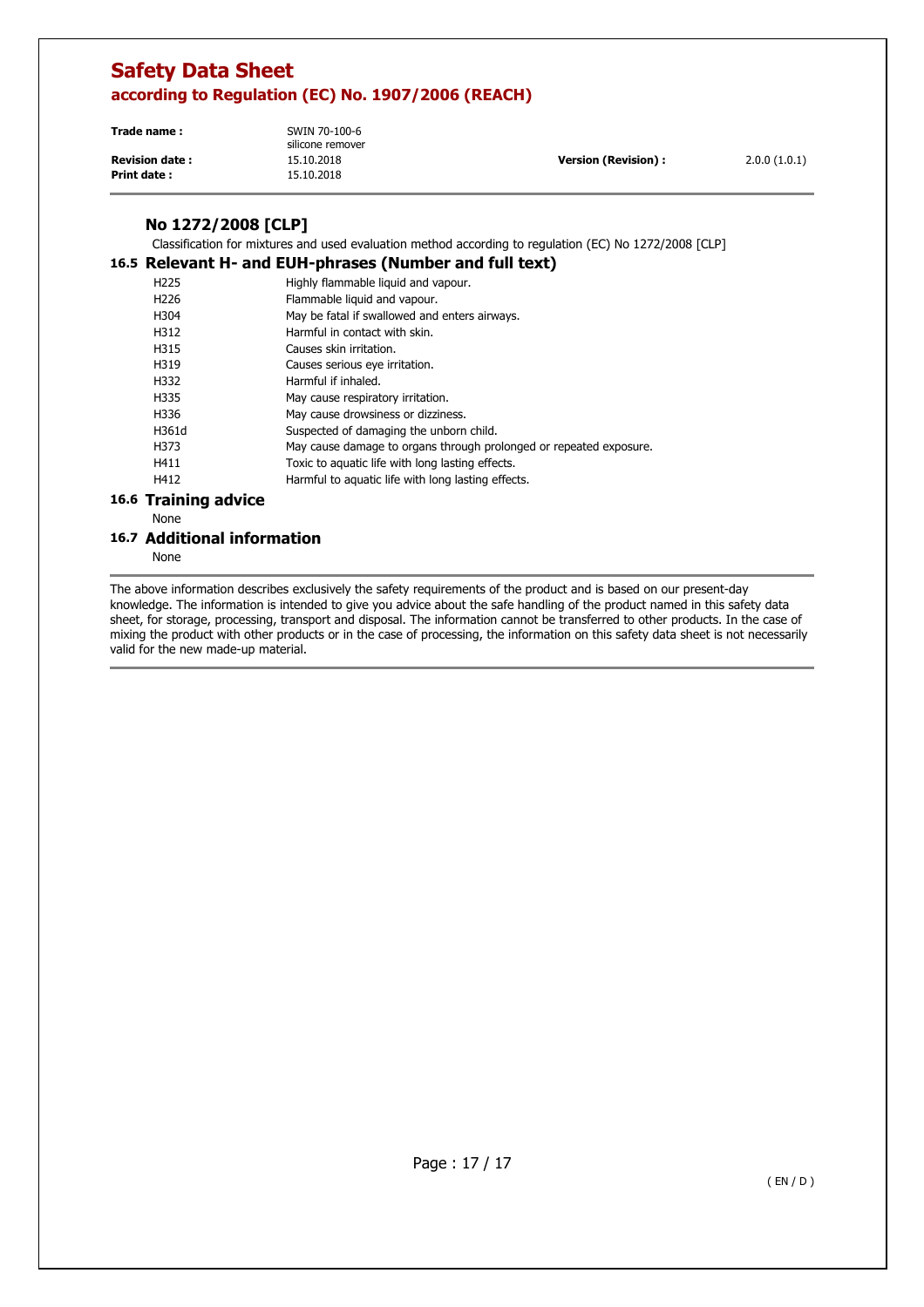### No 1272/2008 [CLP]

Classification for mixtures and used evaluation method according to regulation (EC) No 1272/2008 [CLP]

### 16.5 Relevant H- and EUH-phrases (Number and full text)

| | |
|---|---|
| H225 | Highly flammable liquid and vapour. |
| H226 | Flammable liquid and vapour. |
| H304 | May be fatal if swallowed and enters airways. |
| H312 | Harmful in contact with skin. |
| H315 | Causes skin irritation. |
| H319 | Causes serious eye irritation. |
| H332 | Harmful if inhaled. |
| H335 | May cause respiratory irritation. |
| H336 | May cause drowsiness or dizziness. |
| H361d | Suspected of damaging the unborn child. |
| H373 | May cause damage to organs through prolonged or repeated exposure. |
| H411 | Toxic to aquatic life with long lasting effects. |
| H412 | Harmful to aquatic life with long lasting effects. |

### 16.6 Training advice

None

### 16.7 Additional information

None

---

The above information describes exclusively the safety requirements of the product and is based on our present-day knowledge. The information is intended to give you advice about the safe handling of the product named in this safety data sheet, for storage, processing, transport and disposal. The information cannot be transferred to other products. In the case of mixing the product with other products or in the case of processing, the information on this safety data sheet is not necessarily valid for the new made-up material.

---